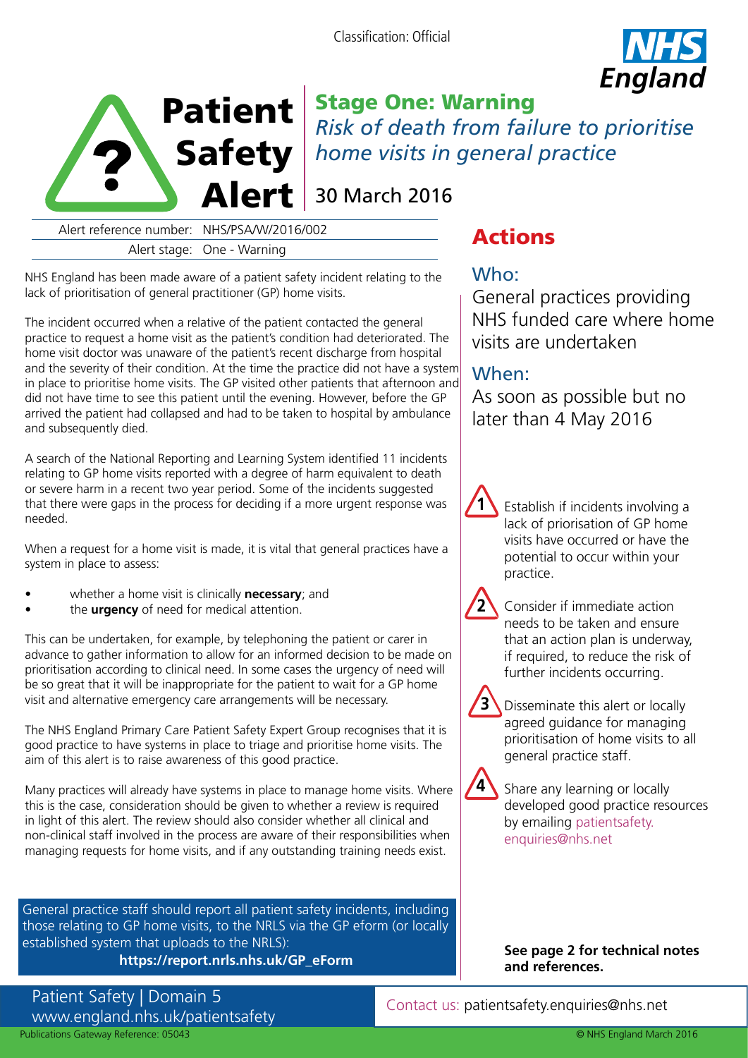Classification: Official

NHS England

# Patient Safety Alert

## Stage One: Warning

*Risk of death from failure to prioritise home visits in general practice*

30 March 2016

Alert reference number: NHS/PSA/W/2016/002

Alert stage: One - Warning

NHS England has been made aware of a patient safety incident relating to the lack of prioritisation of general practitioner (GP) home visits.

The incident occurred when a relative of the patient contacted the general practice to request a home visit as the patient's condition had deteriorated. The home visit doctor was unaware of the patient's recent discharge from hospital and the severity of their condition. At the time the practice did not have a system in place to prioritise home visits. The GP visited other patients that afternoon and did not have time to see this patient until the evening. However, before the GP arrived the patient had collapsed and had to be taken to hospital by ambulance and subsequently died.

A search of the National Reporting and Learning System identified 11 incidents relating to GP home visits reported with a degree of harm equivalent to death or severe harm in a recent two year period. Some of the incidents suggested that there were gaps in the process for deciding if a more urgent response was needed.

When a request for a home visit is made, it is vital that general practices have a system in place to assess:

- whether a home visit is clinically **necessary**; and
- the **urgency** of need for medical attention.

This can be undertaken, for example, by telephoning the patient or carer in advance to gather information to allow for an informed decision to be made on prioritisation according to clinical need. In some cases the urgency of need will be so great that it will be inappropriate for the patient to wait for a GP home visit and alternative emergency care arrangements will be necessary.

The NHS England Primary Care Patient Safety Expert Group recognises that it is good practice to have systems in place to triage and prioritise home visits. The aim of this alert is to raise awareness of this good practice.

Many practices will already have systems in place to manage home visits. Where this is the case, consideration should be given to whether a review is required in light of this alert. The review should also consider whether all clinical and non-clinical staff involved in the process are aware of their responsibilities when managing requests for home visits, and if any outstanding training needs exist.

General practice staff should report all patient safety incidents, including those relating to GP home visits, to the NRLS via the GP eform (or locally established system that uploads to the NRLS):
**https://report.nrls.nhs.uk/GP_eForm**

## Actions

### Who:

General practices providing NHS funded care where home visits are undertaken

### When:

As soon as possible but no later than 4 May 2016

1. Establish if incidents involving a lack of priorisation of GP home visits have occurred or have the potential to occur within your practice.
2. Consider if immediate action needs to be taken and ensure that an action plan is underway, if required, to reduce the risk of further incidents occurring.
3. Disseminate this alert or locally agreed guidance for managing prioritisation of home visits to all general practice staff.
4. Share any learning or locally developed good practice resources by emailing patientsafety.enquiries@nhs.net

**See page 2 for technical notes and references.**

Patient Safety | Domain 5
www.england.nhs.uk/patientsafety

Contact us: patientsafety.enquiries@nhs.net

Publications Gateway Reference: 05043

© NHS England March 2016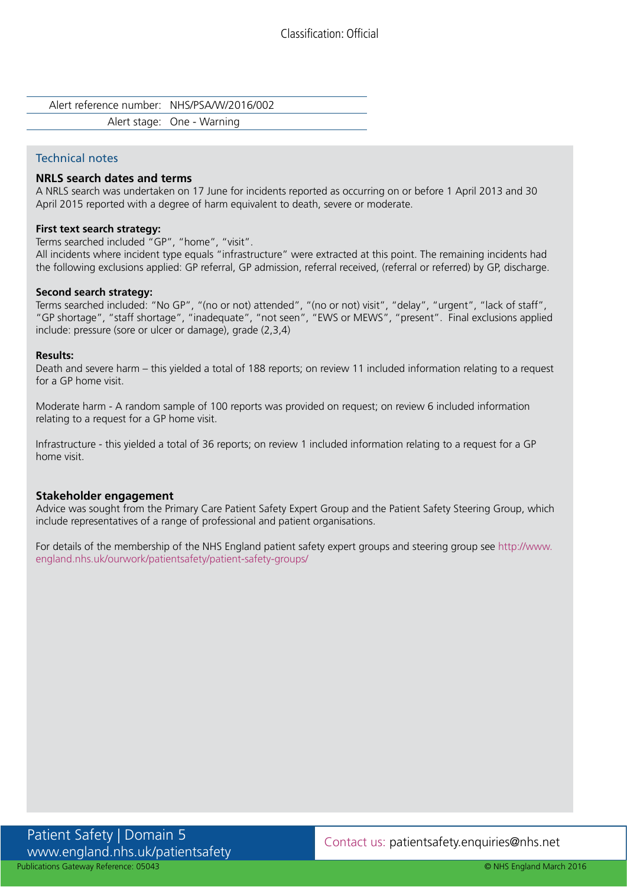| | |
|---|---|
| Alert reference number: | NHS/PSA/W/2016/002 |
| Alert stage: | One - Warning |

## Technical notes

### NRLS search dates and terms

A NRLS search was undertaken on 17 June for incidents reported as occurring on or before 1 April 2013 and 30 April 2015 reported with a degree of harm equivalent to death, severe or moderate.

**First text search strategy:**

Terms searched included "GP", "home", "visit".

All incidents where incident type equals "infrastructure" were extracted at this point. The remaining incidents had the following exclusions applied: GP referral, GP admission, referral received, (referral or referred) by GP, discharge.

**Second search strategy:**

Terms searched included: "No GP", "(no or not) attended", "(no or not) visit", "delay", "urgent", "lack of staff", "GP shortage", "staff shortage", "inadequate", "not seen", "EWS or MEWS", "present". Final exclusions applied include: pressure (sore or ulcer or damage), grade (2,3,4)

**Results:**

Death and severe harm – this yielded a total of 188 reports; on review 11 included information relating to a request for a GP home visit.

Moderate harm - A random sample of 100 reports was provided on request; on review 6 included information relating to a request for a GP home visit.

Infrastructure - this yielded a total of 36 reports; on review 1 included information relating to a request for a GP home visit.

### Stakeholder engagement

Advice was sought from the Primary Care Patient Safety Expert Group and the Patient Safety Steering Group, which include representatives of a range of professional and patient organisations.

For details of the membership of the NHS England patient safety expert groups and steering group see http://www.england.nhs.uk/ourwork/patientsafety/patient-safety-groups/

Patient Safety | Domain 5
www.england.nhs.uk/patientsafety

Contact us: patientsafety.enquiries@nhs.net

Publications Gateway Reference: 05043

© NHS England March 2016